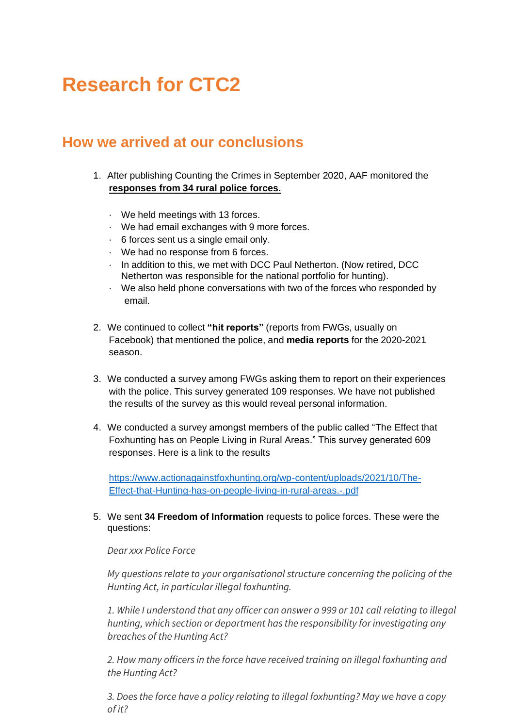# Research for CTC2

## How we arrived at our conclusions

1. After publishing Counting the Crimes in September 2020, AAF monitored the **responses from 34 rural police forces.**

   - We held meetings with 13 forces.
   - We had email exchanges with 9 more forces.
   - 6 forces sent us a single email only.
   - We had no response from 6 forces.
   - In addition to this, we met with DCC Paul Netherton. (Now retired, DCC Netherton was responsible for the national portfolio for hunting).
   - We also held phone conversations with two of the forces who responded by email.

2. We continued to collect **"hit reports"** (reports from FWGs, usually on Facebook) that mentioned the police, and **media reports** for the 2020-2021 season.

3. We conducted a survey among FWGs asking them to report on their experiences with the police. This survey generated 109 responses. We have not published the results of the survey as this would reveal personal information.

4. We conducted a survey amongst members of the public called "The Effect that Foxhunting has on People Living in Rural Areas." This survey generated 609 responses. Here is a link to the results

   https://www.actionagainstfoxhunting.org/wp-content/uploads/2021/10/The-Effect-that-Hunting-has-on-people-living-in-rural-areas.-.pdf

5. We sent **34 Freedom of Information** requests to police forces. These were the questions:

   *Dear xxx Police Force*

   *My questions relate to your organisational structure concerning the policing of the Hunting Act, in particular illegal foxhunting.*

   *1. While I understand that any officer can answer a 999 or 101 call relating to illegal hunting, which section or department has the responsibility for investigating any breaches of the Hunting Act?*

   *2. How many officers in the force have received training on illegal foxhunting and the Hunting Act?*

   *3. Does the force have a policy relating to illegal foxhunting? May we have a copy of it?*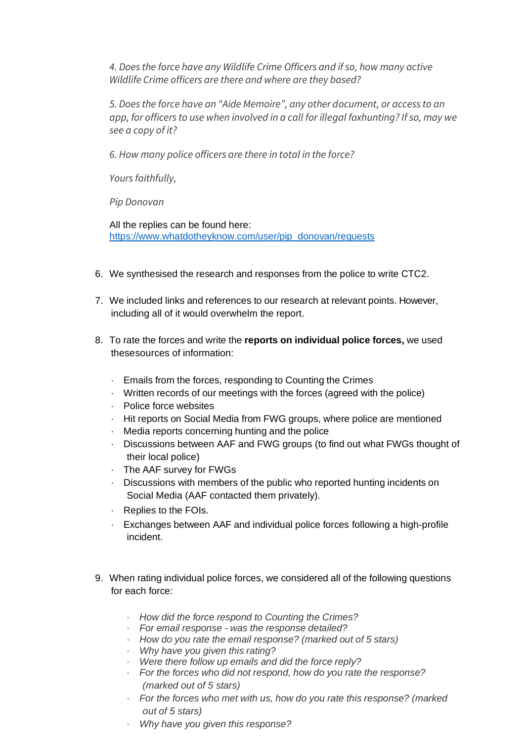*4. Does the force have any Wildlife Crime Officers and if so, how many active Wildlife Crime officers are there and where are they based?*

*5. Does the force have an "Aide Memoire", any other document, or access to an app, for officers to use when involved in a call for illegal foxhunting? If so, may we see a copy of it?*

*6. How many police officers are there in total in the force?*

*Yours faithfully,*

*Pip Donovan*

All the replies can be found here: [https://www.whatdotheyknow.com/user/pip_donovan/requests](https://www.whatdotheyknow.com/user/pip_donovan/requests)

6. We synthesised the research and responses from the police to write CTC2.

7. We included links and references to our research at relevant points. However, including all of it would overwhelm the report.

8. To rate the forces and write the **reports on individual police forces,** we used thesesources of information:

   - Emails from the forces, responding to Counting the Crimes
   - Written records of our meetings with the forces (agreed with the police)
   - Police force websites
   - Hit reports on Social Media from FWG groups, where police are mentioned
   - Media reports concerning hunting and the police
   - Discussions between AAF and FWG groups (to find out what FWGs thought of their local police)
   - The AAF survey for FWGs
   - Discussions with members of the public who reported hunting incidents on Social Media (AAF contacted them privately).
   - Replies to the FOIs.
   - Exchanges between AAF and individual police forces following a high-profile incident.

9. When rating individual police forces, we considered all of the following questions for each force:

   - *How did the force respond to Counting the Crimes?*
   - *For email response - was the response detailed?*
   - *How do you rate the email response? (marked out of 5 stars)*
   - *Why have you given this rating?*
   - *Were there follow up emails and did the force reply?*
   - *For the forces who did not respond, how do you rate the response? (marked out of 5 stars)*
   - *For the forces who met with us, how do you rate this response? (marked out of 5 stars)*
   - *Why have you given this response?*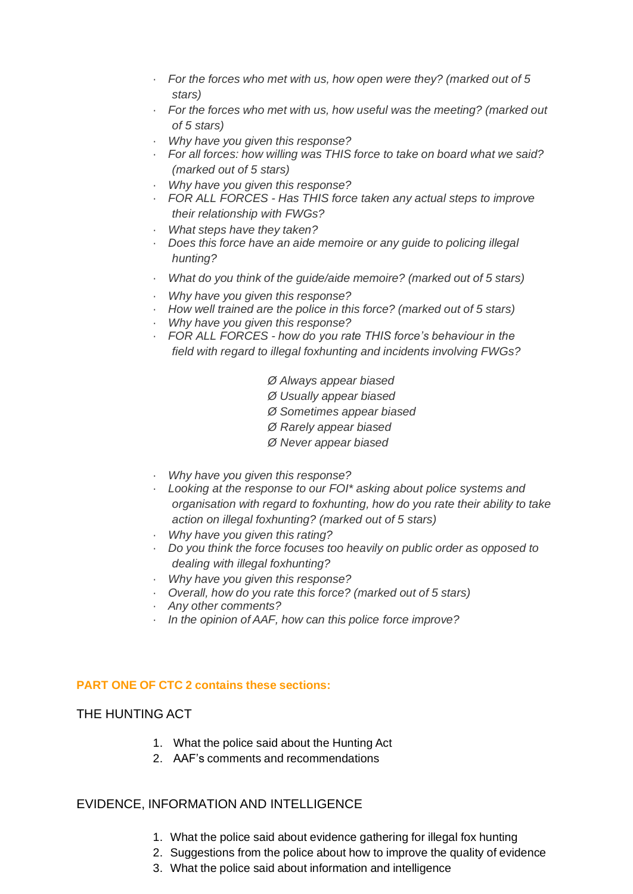- *For the forces who met with us, how open were they? (marked out of 5 stars)*
- *For the forces who met with us, how useful was the meeting? (marked out of 5 stars)*
- *Why have you given this response?*
- *For all forces: how willing was THIS force to take on board what we said? (marked out of 5 stars)*
- *Why have you given this response?*
- *FOR ALL FORCES - Has THIS force taken any actual steps to improve their relationship with FWGs?*
- *What steps have they taken?*
- *Does this force have an aide memoire or any guide to policing illegal hunting?*
- *What do you think of the guide/aide memoire? (marked out of 5 stars)*
- *Why have you given this response?*
- *How well trained are the police in this force? (marked out of 5 stars)*
- *Why have you given this response?*
- *FOR ALL FORCES - how do you rate THIS force's behaviour in the field with regard to illegal foxhunting and incidents involving FWGs?*
    - *Always appear biased*
    - *Usually appear biased*
    - *Sometimes appear biased*
    - *Rarely appear biased*
    - *Never appear biased*
- *Why have you given this response?*
- *Looking at the response to our FOI* asking about police systems and organisation with regard to foxhunting, how do you rate their ability to take action on illegal foxhunting? (marked out of 5 stars)*
- *Why have you given this rating?*
- *Do you think the force focuses too heavily on public order as opposed to dealing with illegal foxhunting?*
- *Why have you given this response?*
- *Overall, how do you rate this force? (marked out of 5 stars)*
- *Any other comments?*
- *In the opinion of AAF, how can this police force improve?*

**PART ONE OF CTC 2 contains these sections:**

## THE HUNTING ACT

1. What the police said about the Hunting Act
2. AAF's comments and recommendations

## EVIDENCE, INFORMATION AND INTELLIGENCE

1. What the police said about evidence gathering for illegal fox hunting
2. Suggestions from the police about how to improve the quality of evidence
3. What the police said about information and intelligence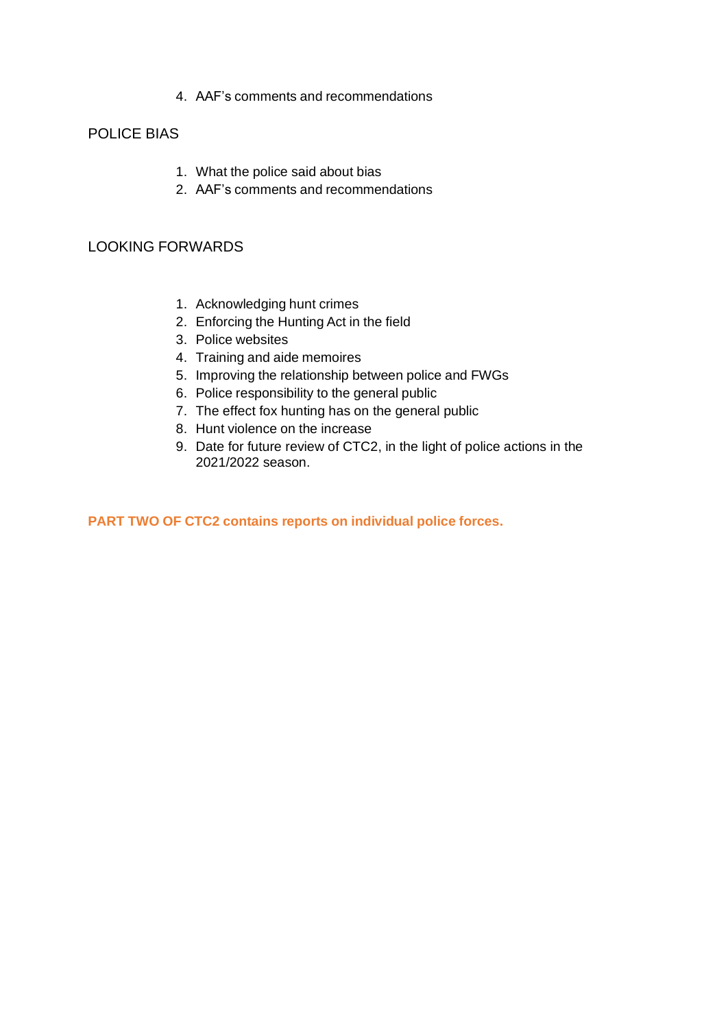4. AAF's comments and recommendations

## POLICE BIAS

1. What the police said about bias
2. AAF's comments and recommendations

## LOOKING FORWARDS

1. Acknowledging hunt crimes
2. Enforcing the Hunting Act in the field
3. Police websites
4. Training and aide memoires
5. Improving the relationship between police and FWGs
6. Police responsibility to the general public
7. The effect fox hunting has on the general public
8. Hunt violence on the increase
9. Date for future review of CTC2, in the light of police actions in the 2021/2022 season.

**PART TWO OF CTC2 contains reports on individual police forces.**